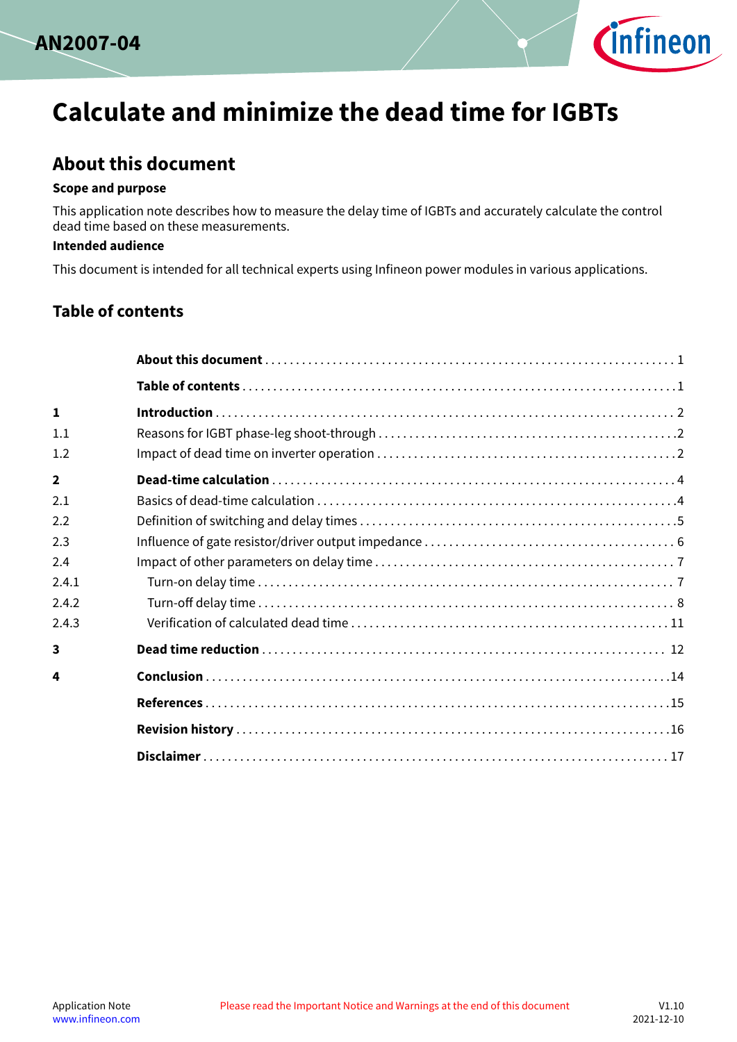# Calculate and minimize the dead time for IGBTs

## About this document

### Scope and purpose

This application note describes how to measure the delay time of IGBTs and accurately calculate the control dead time based on these measurements.

### Intended audience

This document is intended for all technical experts using Infineon power modules in various applications.

## Table of contents

| | | |
|---|---|---|
| | **About this document** | 1 |
| | **Table of contents** | 1 |
| **1** | **Introduction** | 2 |
| 1.1 | Reasons for IGBT phase-leg shoot-through | 2 |
| 1.2 | Impact of dead time on inverter operation | 2 |
| **2** | **Dead-time calculation** | 4 |
| 2.1 | Basics of dead-time calculation | 4 |
| 2.2 | Definition of switching and delay times | 5 |
| 2.3 | Influence of gate resistor/driver output impedance | 6 |
| 2.4 | Impact of other parameters on delay time | 7 |
| 2.4.1 | Turn-on delay time | 7 |
| 2.4.2 | Turn-off delay time | 8 |
| 2.4.3 | Verification of calculated dead time | 11 |
| **3** | **Dead time reduction** | 12 |
| **4** | **Conclusion** | 14 |
| | **References** | 15 |
| | **Revision history** | 16 |
| | **Disclaimer** | 17 |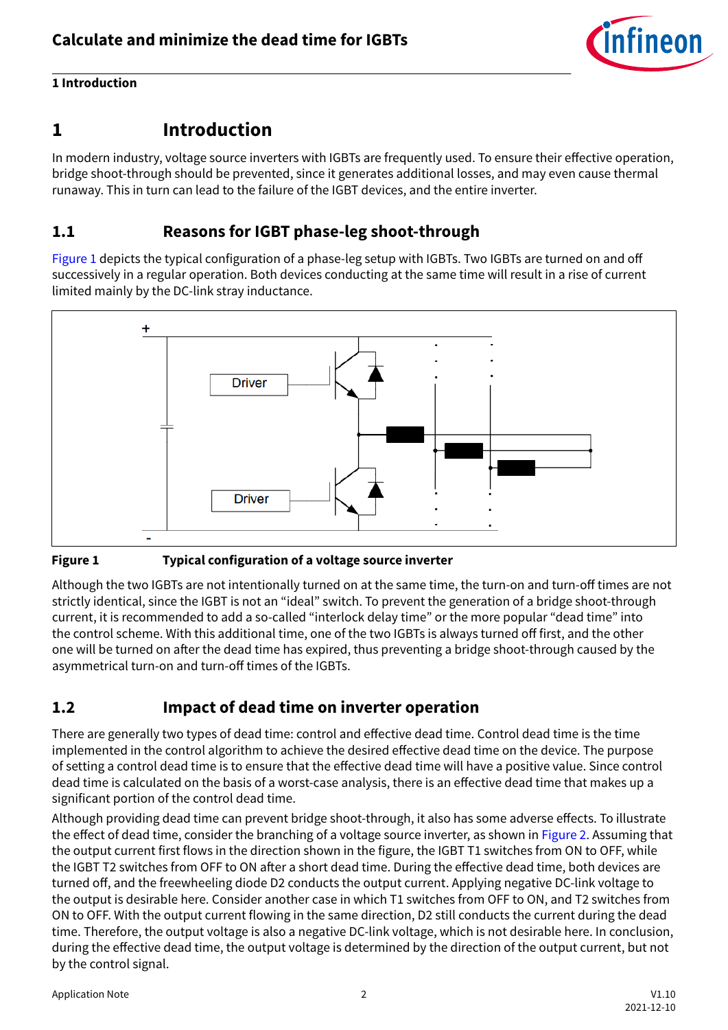# 1 Introduction

In modern industry, voltage source inverters with IGBTs are frequently used. To ensure their effective operation, bridge shoot-through should be prevented, since it generates additional losses, and may even cause thermal runaway. This in turn can lead to the failure of the IGBT devices, and the entire inverter.

## 1.1 Reasons for IGBT phase-leg shoot-through

Figure 1 depicts the typical configuration of a phase-leg setup with IGBTs. Two IGBTs are turned on and off successively in a regular operation. Both devices conducting at the same time will result in a rise of current limited mainly by the DC-link stray inductance.

**Figure 1 Typical configuration of a voltage source inverter**

Although the two IGBTs are not intentionally turned on at the same time, the turn-on and turn-off times are not strictly identical, since the IGBT is not an "ideal" switch. To prevent the generation of a bridge shoot-through current, it is recommended to add a so-called "interlock delay time" or the more popular "dead time" into the control scheme. With this additional time, one of the two IGBTs is always turned off first, and the other one will be turned on after the dead time has expired, thus preventing a bridge shoot-through caused by the asymmetrical turn-on and turn-off times of the IGBTs.

## 1.2 Impact of dead time on inverter operation

There are generally two types of dead time: control and effective dead time. Control dead time is the time implemented in the control algorithm to achieve the desired effective dead time on the device. The purpose of setting a control dead time is to ensure that the effective dead time will have a positive value. Since control dead time is calculated on the basis of a worst-case analysis, there is an effective dead time that makes up a significant portion of the control dead time.

Although providing dead time can prevent bridge shoot-through, it also has some adverse effects. To illustrate the effect of dead time, consider the branching of a voltage source inverter, as shown in Figure 2. Assuming that the output current first flows in the direction shown in the figure, the IGBT T1 switches from ON to OFF, while the IGBT T2 switches from OFF to ON after a short dead time. During the effective dead time, both devices are turned off, and the freewheeling diode D2 conducts the output current. Applying negative DC-link voltage to the output is desirable here. Consider another case in which T1 switches from OFF to ON, and T2 switches from ON to OFF. With the output current flowing in the same direction, D2 still conducts the current during the dead time. Therefore, the output voltage is also a negative DC-link voltage, which is not desirable here. In conclusion, during the effective dead time, the output voltage is determined by the direction of the output current, but not by the control signal.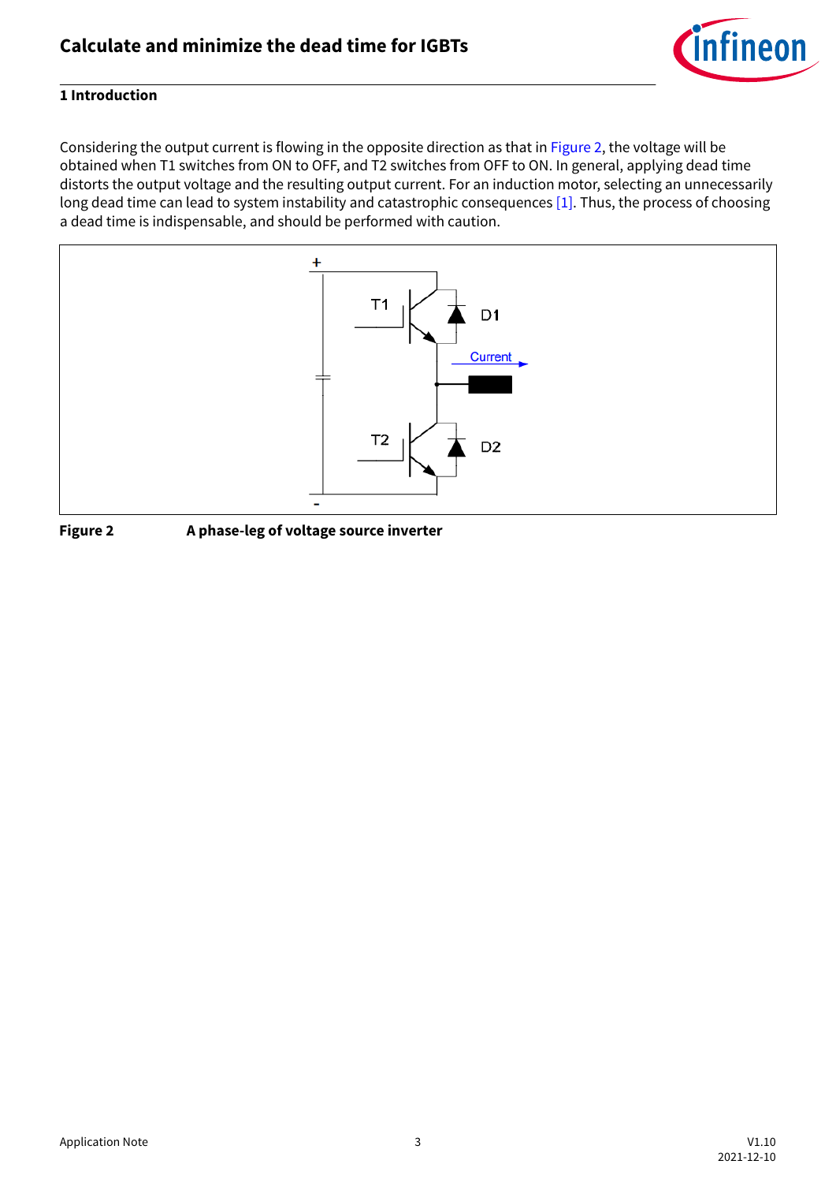Considering the output current is flowing in the opposite direction as that in Figure 2, the voltage will be obtained when T1 switches from ON to OFF, and T2 switches from OFF to ON. In general, applying dead time distorts the output voltage and the resulting output current. For an induction motor, selecting an unnecessarily long dead time can lead to system instability and catastrophic consequences [1]. Thus, the process of choosing a dead time is indispensable, and should be performed with caution.

**Figure 2** **A phase-leg of voltage source inverter**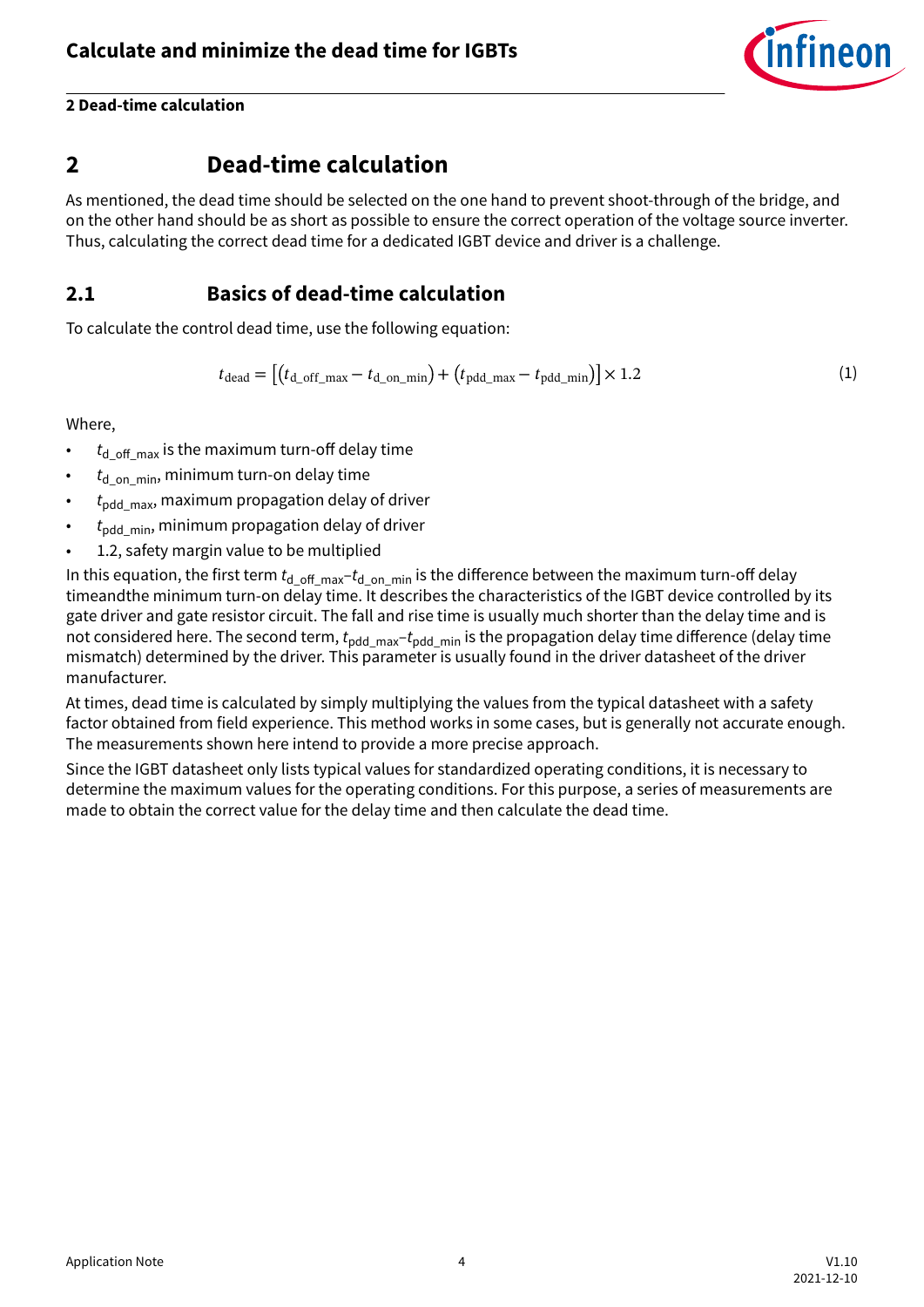# 2 Dead-time calculation

As mentioned, the dead time should be selected on the one hand to prevent shoot-through of the bridge, and on the other hand should be as short as possible to ensure the correct operation of the voltage source inverter. Thus, calculating the correct dead time for a dedicated IGBT device and driver is a challenge.

## 2.1 Basics of dead-time calculation

To calculate the control dead time, use the following equation:

$$t_{\text{dead}} = \left[\left(t_{\text{d\_off\_max}} - t_{\text{d\_on\_min}}\right) + \left(t_{\text{pdd\_max}} - t_{\text{pdd\_min}}\right)\right] \times 1.2 \tag{1}$$

Where,

- $t_{\text{d\_off\_max}}$ is the maximum turn-off delay time
- $t_{\text{d\_on\_min}}$, minimum turn-on delay time
- $t_{\text{pdd\_max}}$, maximum propagation delay of driver
- $t_{\text{pdd\_min}}$, minimum propagation delay of driver
- 1.2, safety margin value to be multiplied

In this equation, the first term $t_{\text{d\_off\_max}}$–$t_{\text{d\_on\_min}}$ is the difference between the maximum turn-off delay timeandthe minimum turn-on delay time. It describes the characteristics of the IGBT device controlled by its gate driver and gate resistor circuit. The fall and rise time is usually much shorter than the delay time and is not considered here. The second term, $t_{\text{pdd\_max}}$–$t_{\text{pdd\_min}}$ is the propagation delay time difference (delay time mismatch) determined by the driver. This parameter is usually found in the driver datasheet of the driver manufacturer.

At times, dead time is calculated by simply multiplying the values from the typical datasheet with a safety factor obtained from field experience. This method works in some cases, but is generally not accurate enough. The measurements shown here intend to provide a more precise approach.

Since the IGBT datasheet only lists typical values for standardized operating conditions, it is necessary to determine the maximum values for the operating conditions. For this purpose, a series of measurements are made to obtain the correct value for the delay time and then calculate the dead time.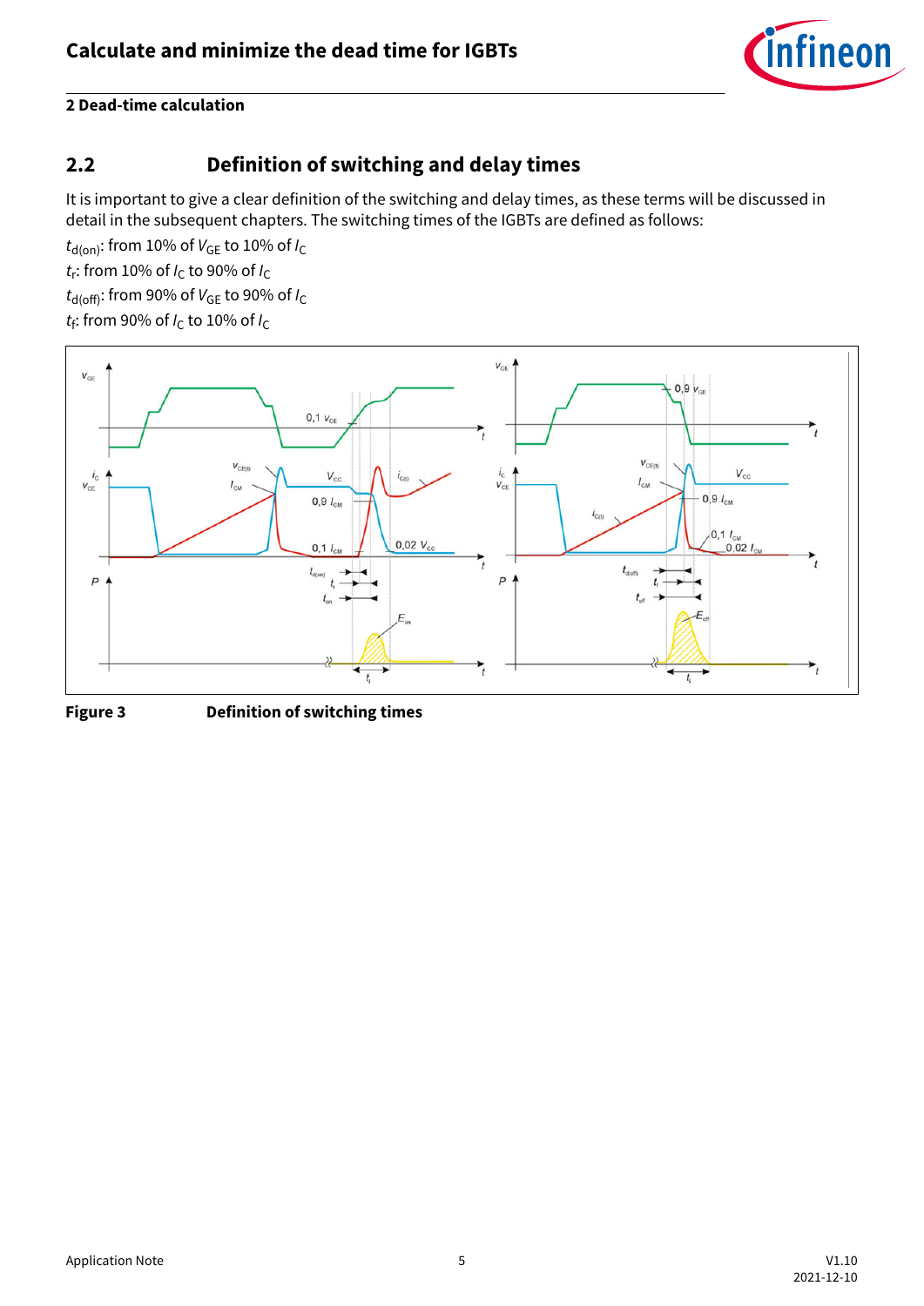## 2.2 Definition of switching and delay times

It is important to give a clear definition of the switching and delay times, as these terms will be discussed in detail in the subsequent chapters. The switching times of the IGBTs are defined as follows:

$t_{d(on)}$: from 10% of $V_{GE}$ to 10% of $I_C$

$t_r$: from 10% of $I_C$ to 90% of $I_C$

$t_{d(off)}$: from 90% of $V_{GE}$ to 90% of $I_C$

$t_f$: from 90% of $I_C$ to 10% of $I_C$

**Figure 3** **Definition of switching times**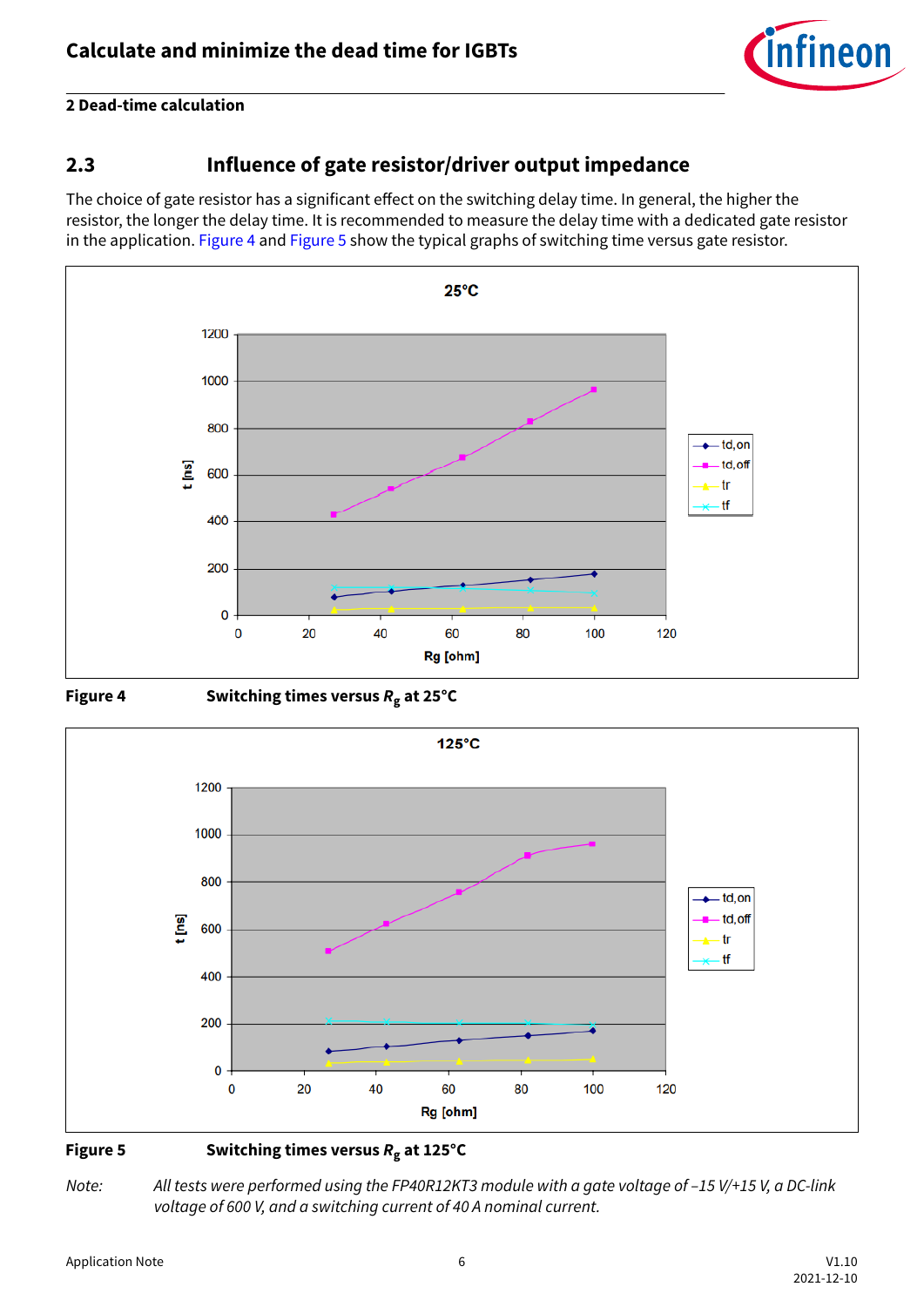## 2.3 Influence of gate resistor/driver output impedance

The choice of gate resistor has a significant effect on the switching delay time. In general, the higher the resistor, the longer the delay time. It is recommended to measure the delay time with a dedicated gate resistor in the application. Figure 4 and Figure 5 show the typical graphs of switching time versus gate resistor.

**Figure 4** Switching times versus $R_g$ at 25°C

**Figure 5** Switching times versus $R_g$ at 125°C

*Note: All tests were performed using the FP40R12KT3 module with a gate voltage of –15 V/+15 V, a DC-link voltage of 600 V, and a switching current of 40 A nominal current.*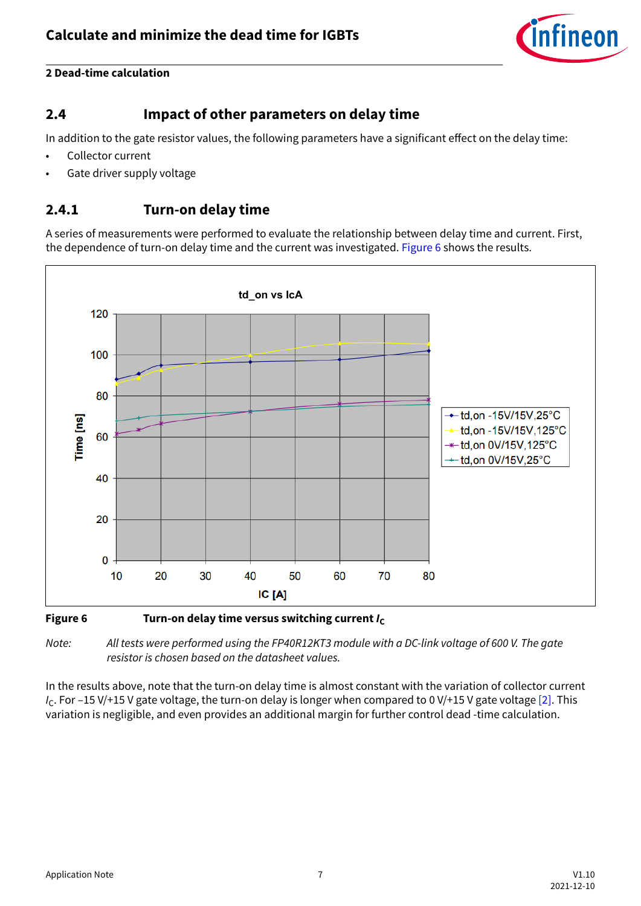## 2.4 Impact of other parameters on delay time

In addition to the gate resistor values, the following parameters have a significant effect on the delay time:

- Collector current
- Gate driver supply voltage

### 2.4.1 Turn-on delay time

A series of measurements were performed to evaluate the relationship between delay time and current. First, the dependence of turn-on delay time and the current was investigated. Figure 6 shows the results.

**Figure 6** **Turn-on delay time versus switching current $I_C$**

*Note: All tests were performed using the FP40R12KT3 module with a DC-link voltage of 600 V. The gate resistor is chosen based on the datasheet values.*

In the results above, note that the turn-on delay time is almost constant with the variation of collector current $I_C$. For –15 V/+15 V gate voltage, the turn-on delay is longer when compared to 0 V/+15 V gate voltage [2]. This variation is negligible, and even provides an additional margin for further control dead -time calculation.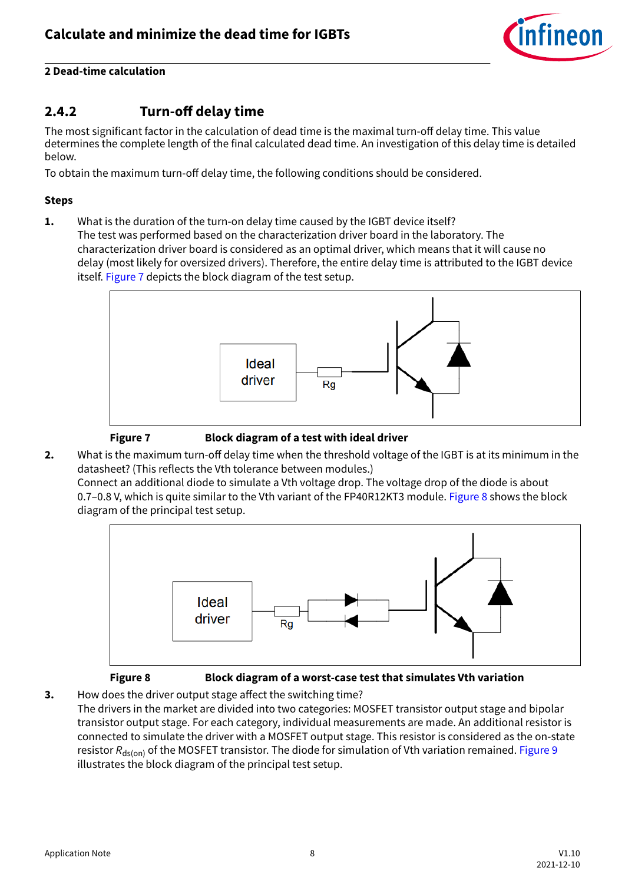## 2.4.2 Turn-off delay time

The most significant factor in the calculation of dead time is the maximal turn-off delay time. This value determines the complete length of the final calculated dead time. An investigation of this delay time is detailed below.

To obtain the maximum turn-off delay time, the following conditions should be considered.

**Steps**

1. What is the duration of the turn-on delay time caused by the IGBT device itself?
   The test was performed based on the characterization driver board in the laboratory. The characterization driver board is considered as an optimal driver, which means that it will cause no delay (most likely for oversized drivers). Therefore, the entire delay time is attributed to the IGBT device itself. Figure 7 depicts the block diagram of the test setup.

   **Figure 7** **Block diagram of a test with ideal driver**

2. What is the maximum turn-off delay time when the threshold voltage of the IGBT is at its minimum in the datasheet? (This reflects the Vth tolerance between modules.)
   Connect an additional diode to simulate a Vth voltage drop. The voltage drop of the diode is about 0.7–0.8 V, which is quite similar to the Vth variant of the FP40R12KT3 module. Figure 8 shows the block diagram of the principal test setup.

   **Figure 8** **Block diagram of a worst-case test that simulates Vth variation**

3. How does the driver output stage affect the switching time?
   The drivers in the market are divided into two categories: MOSFET transistor output stage and bipolar transistor output stage. For each category, individual measurements are made. An additional resistor is connected to simulate the driver with a MOSFET output stage. This resistor is considered as the on-state resistor $R_{ds(on)}$ of the MOSFET transistor. The diode for simulation of Vth variation remained. Figure 9 illustrates the block diagram of the principal test setup.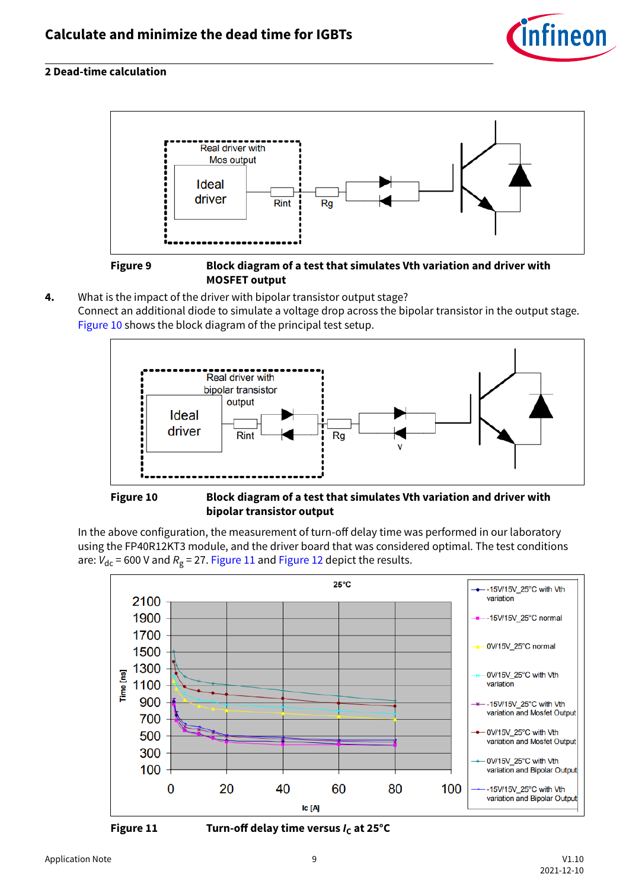## 2 Dead-time calculation

**Figure 9** **Block diagram of a test that simulates Vth variation and driver with MOSFET output**

**4.** What is the impact of the driver with bipolar transistor output stage?
Connect an additional diode to simulate a voltage drop across the bipolar transistor in the output stage. Figure 10 shows the block diagram of the principal test setup.

**Figure 10** **Block diagram of a test that simulates Vth variation and driver with bipolar transistor output**

In the above configuration, the measurement of turn-off delay time was performed in our laboratory using the FP40R12KT3 module, and the driver board that was considered optimal. The test conditions are: $V_{dc}$ = 600 V and $R_g$ = 27. Figure 11 and Figure 12 depict the results.

**Figure 11** **Turn-off delay time versus $I_C$ at 25°C**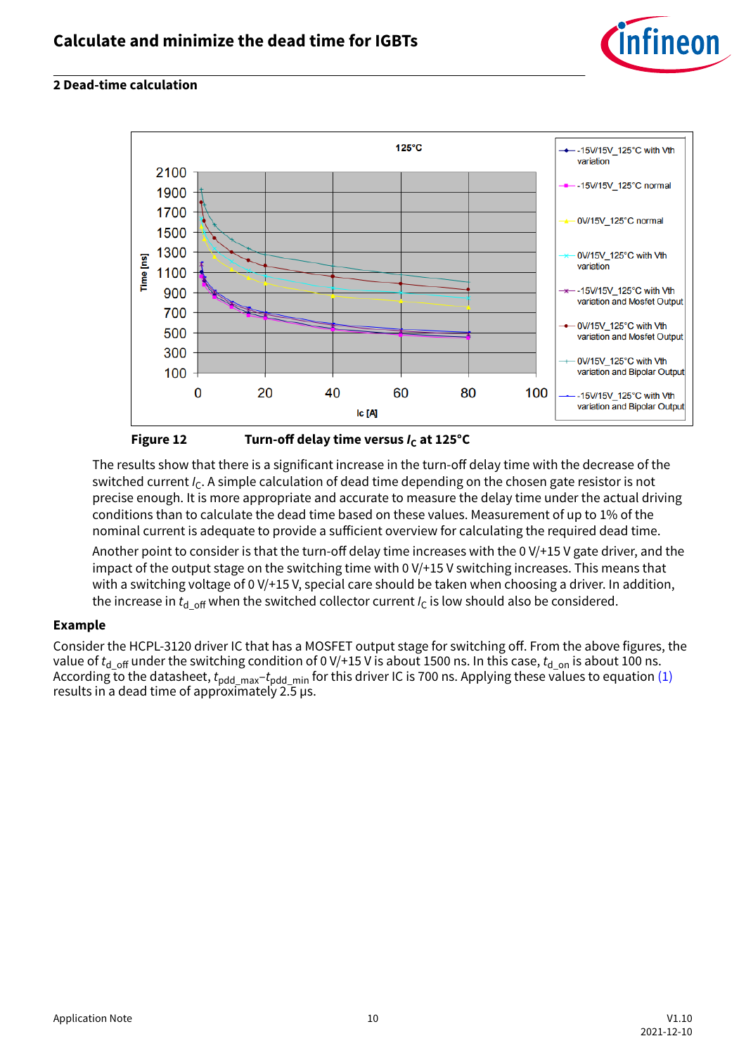## 2 Dead-time calculation

**Figure 12** Turn-off delay time versus $I_C$ at 125°C

The results show that there is a significant increase in the turn-off delay time with the decrease of the switched current $I_C$. A simple calculation of dead time depending on the chosen gate resistor is not precise enough. It is more appropriate and accurate to measure the delay time under the actual driving conditions than to calculate the dead time based on these values. Measurement of up to 1% of the nominal current is adequate to provide a sufficient overview for calculating the required dead time.

Another point to consider is that the turn-off delay time increases with the 0 V/+15 V gate driver, and the impact of the output stage on the switching time with 0 V/+15 V switching increases. This means that with a switching voltage of 0 V/+15 V, special care should be taken when choosing a driver. In addition, the increase in $t_{d\_off}$ when the switched collector current $I_C$ is low should also be considered.

**Example**

Consider the HCPL-3120 driver IC that has a MOSFET output stage for switching off. From the above figures, the value of $t_{d\_off}$ under the switching condition of 0 V/+15 V is about 1500 ns. In this case, $t_{d\_on}$ is about 100 ns. According to the datasheet, $t_{pdd\_max}$–$t_{pdd\_min}$ for this driver IC is 700 ns. Applying these values to equation (1) results in a dead time of approximately 2.5 µs.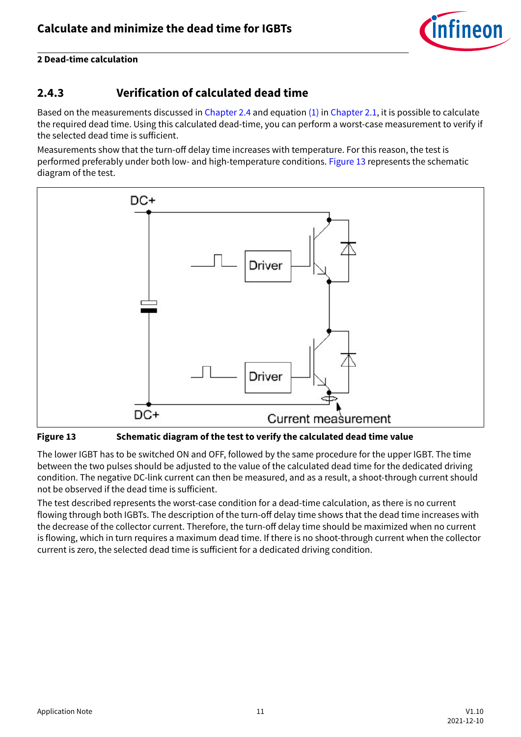### 2.4.3 Verification of calculated dead time

Based on the measurements discussed in Chapter 2.4 and equation (1) in Chapter 2.1, it is possible to calculate the required dead time. Using this calculated dead-time, you can perform a worst-case measurement to verify if the selected dead time is sufficient.

Measurements show that the turn-off delay time increases with temperature. For this reason, the test is performed preferably under both low- and high-temperature conditions. Figure 13 represents the schematic diagram of the test.

**Figure 13 Schematic diagram of the test to verify the calculated dead time value**

The lower IGBT has to be switched ON and OFF, followed by the same procedure for the upper IGBT. The time between the two pulses should be adjusted to the value of the calculated dead time for the dedicated driving condition. The negative DC-link current can then be measured, and as a result, a shoot-through current should not be observed if the dead time is sufficient.

The test described represents the worst-case condition for a dead-time calculation, as there is no current flowing through both IGBTs. The description of the turn-off delay time shows that the dead time increases with the decrease of the collector current. Therefore, the turn-off delay time should be maximized when no current is flowing, which in turn requires a maximum dead time. If there is no shoot-through current when the collector current is zero, the selected dead time is sufficient for a dedicated driving condition.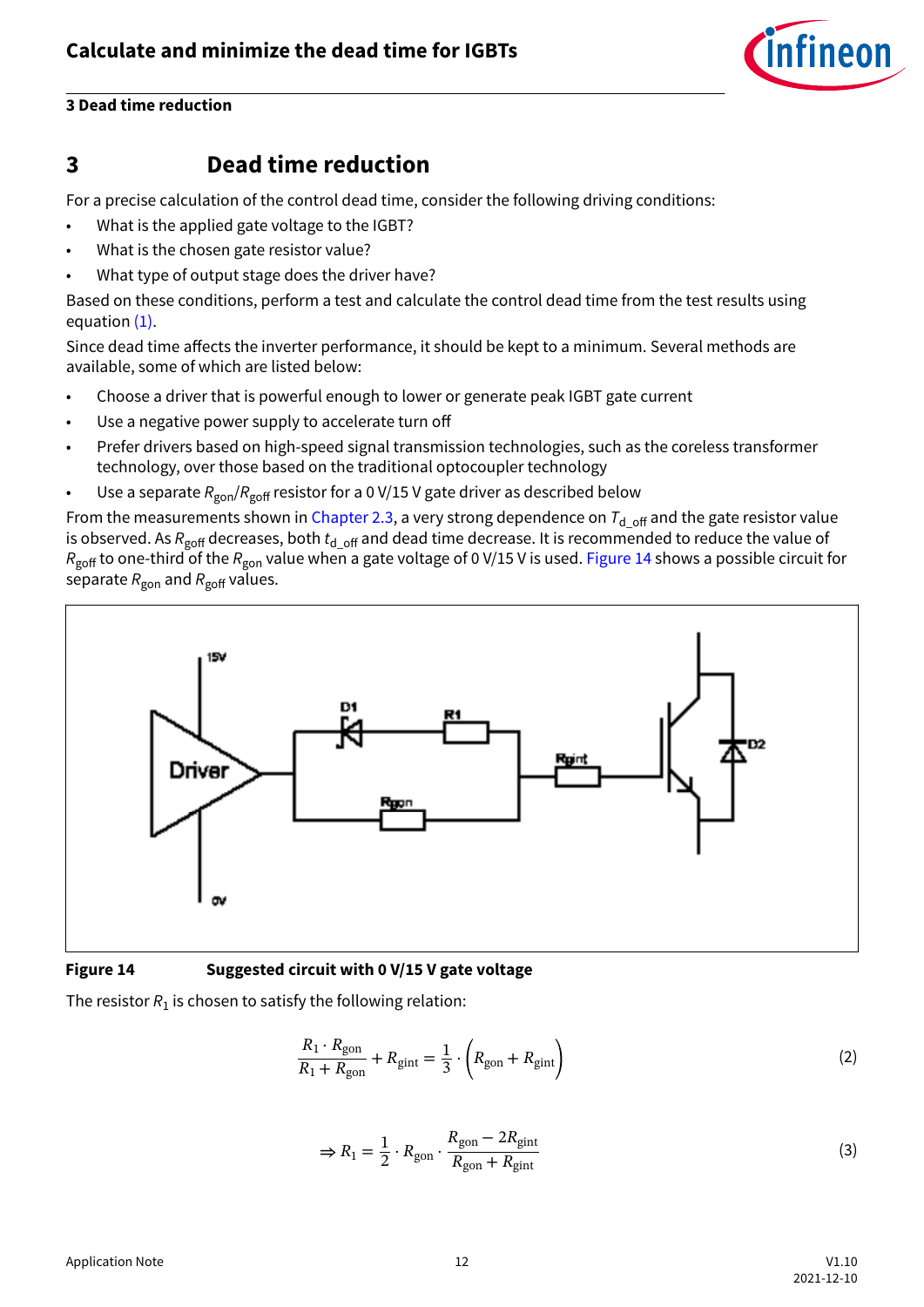# 3 Dead time reduction

For a precise calculation of the control dead time, consider the following driving conditions:

- What is the applied gate voltage to the IGBT?
- What is the chosen gate resistor value?
- What type of output stage does the driver have?

Based on these conditions, perform a test and calculate the control dead time from the test results using equation (1).

Since dead time affects the inverter performance, it should be kept to a minimum. Several methods are available, some of which are listed below:

- Choose a driver that is powerful enough to lower or generate peak IGBT gate current
- Use a negative power supply to accelerate turn off
- Prefer drivers based on high-speed signal transmission technologies, such as the coreless transformer technology, over those based on the traditional optocoupler technology
- Use a separate $R_{gon}/R_{goff}$ resistor for a 0 V/15 V gate driver as described below

From the measurements shown in Chapter 2.3, a very strong dependence on $T_{d\_off}$ and the gate resistor value is observed. As $R_{goff}$ decreases, both $t_{d\_off}$ and dead time decrease. It is recommended to reduce the value of $R_{goff}$ to one-third of the $R_{gon}$ value when a gate voltage of 0 V/15 V is used. Figure 14 shows a possible circuit for separate $R_{gon}$ and $R_{goff}$ values.

**Figure 14** **Suggested circuit with 0 V/15 V gate voltage**

The resistor $R_1$ is chosen to satisfy the following relation:

$$\frac{R_1 \cdot R_{gon}}{R_1 + R_{gon}} + R_{gint} = \frac{1}{3} \cdot \left(R_{gon} + R_{gint}\right) \tag{2}$$

$$\Rightarrow R_1 = \frac{1}{2} \cdot R_{gon} \cdot \frac{R_{gon} - 2R_{gint}}{R_{gon} + R_{gint}} \tag{3}$$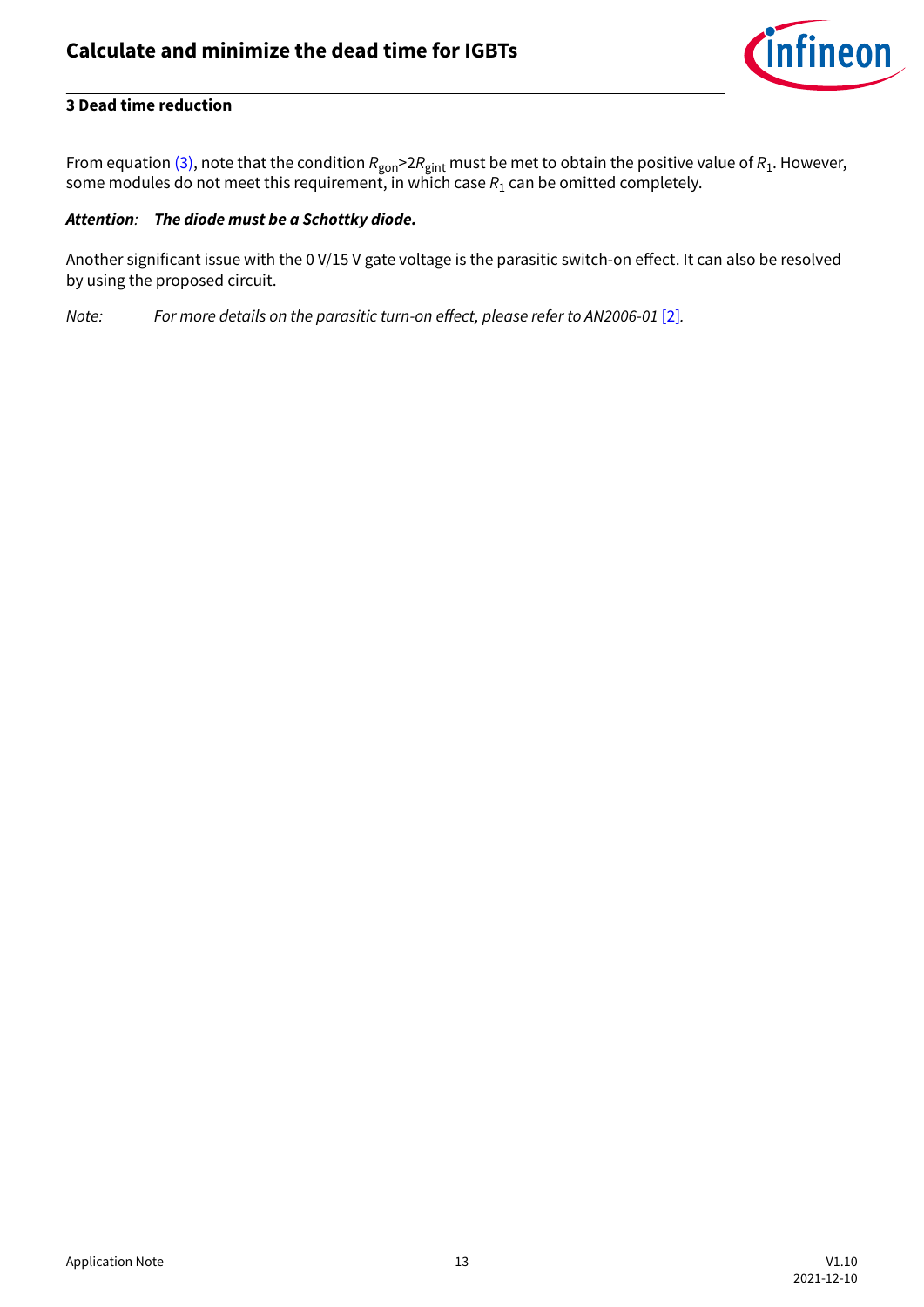From equation (3), note that the condition $R_{gon}$>2$R_{gint}$ must be met to obtain the positive value of $R_1$. However, some modules do not meet this requirement, in which case $R_1$ can be omitted completely.

***Attention**: **The diode must be a Schottky diode.***

Another significant issue with the 0 V/15 V gate voltage is the parasitic switch-on effect. It can also be resolved by using the proposed circuit.

*Note: For more details on the parasitic turn-on effect, please refer to AN2006-01 [2].*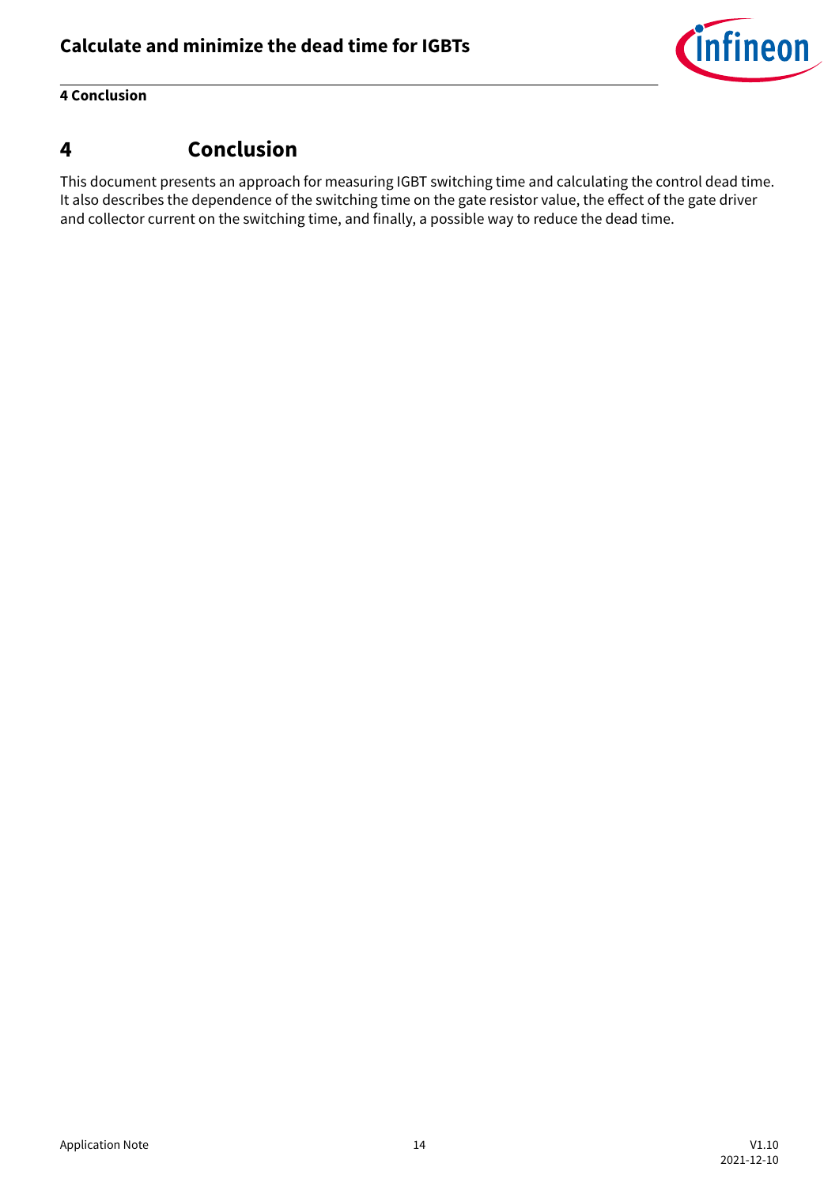# 4 Conclusion

This document presents an approach for measuring IGBT switching time and calculating the control dead time. It also describes the dependence of the switching time on the gate resistor value, the effect of the gate driver and collector current on the switching time, and finally, a possible way to reduce the dead time.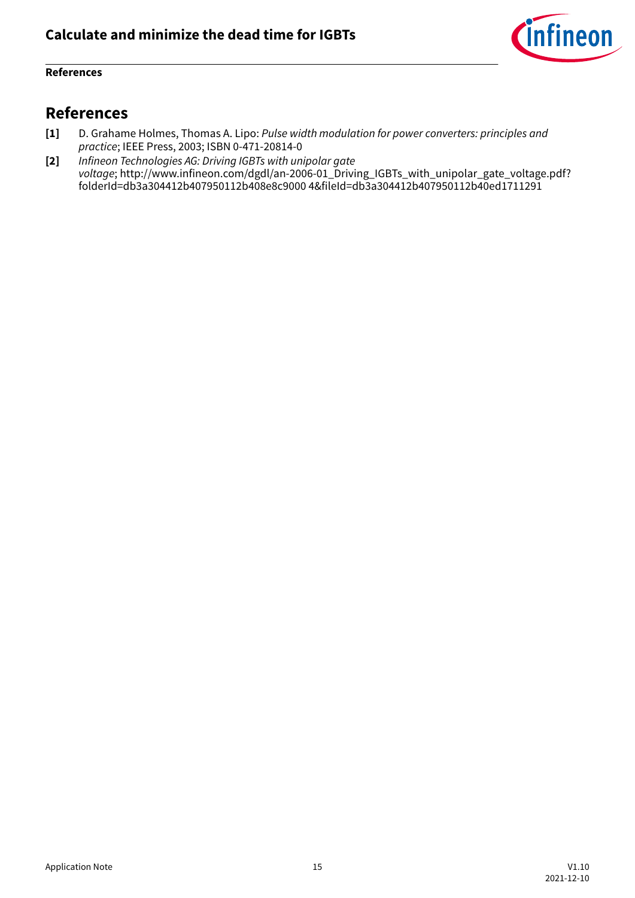# References

**[1]** D. Grahame Holmes, Thomas A. Lipo: *Pulse width modulation for power converters: principles and practice*; IEEE Press, 2003; ISBN 0-471-20814-0

**[2]** *Infineon Technologies AG: Driving IGBTs with unipolar gate voltage*; http://www.infineon.com/dgdl/an-2006-01_Driving_IGBTs_with_unipolar_gate_voltage.pdf?folderId=db3a304412b407950112b408e8c9000 4&fileId=db3a304412b407950112b40ed1711291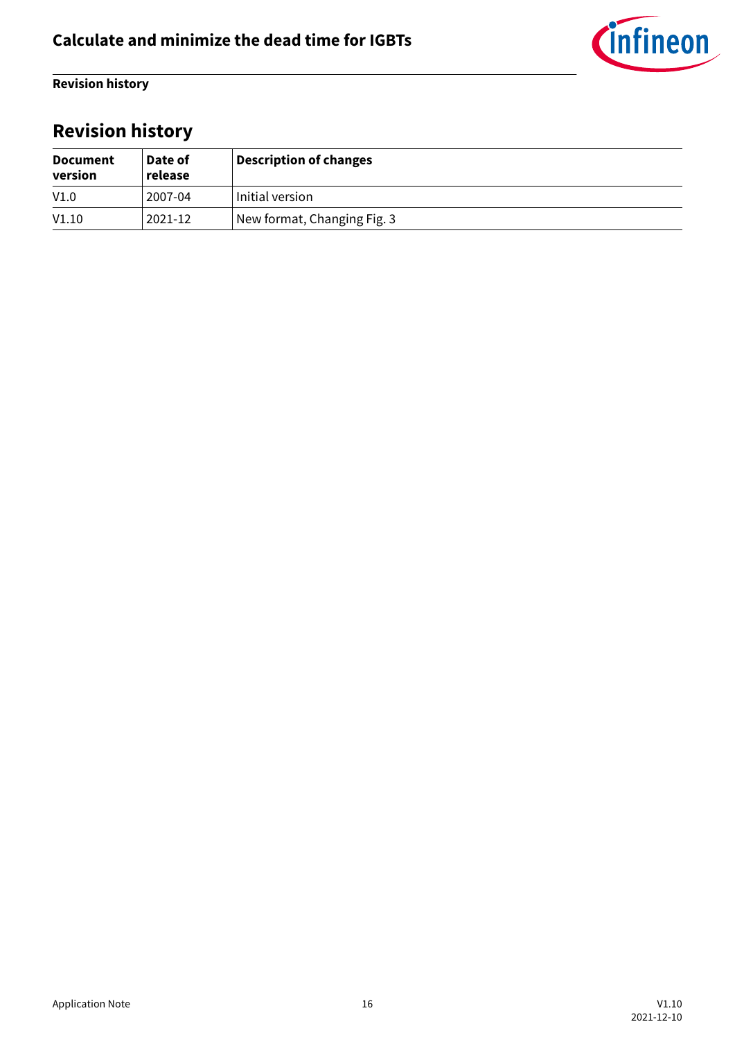## Revision history

| Document version | Date of release | Description of changes |
|---|---|---|
| V1.0 | 2007-04 | Initial version |
| V1.10 | 2021-12 | New format, Changing Fig. 3 |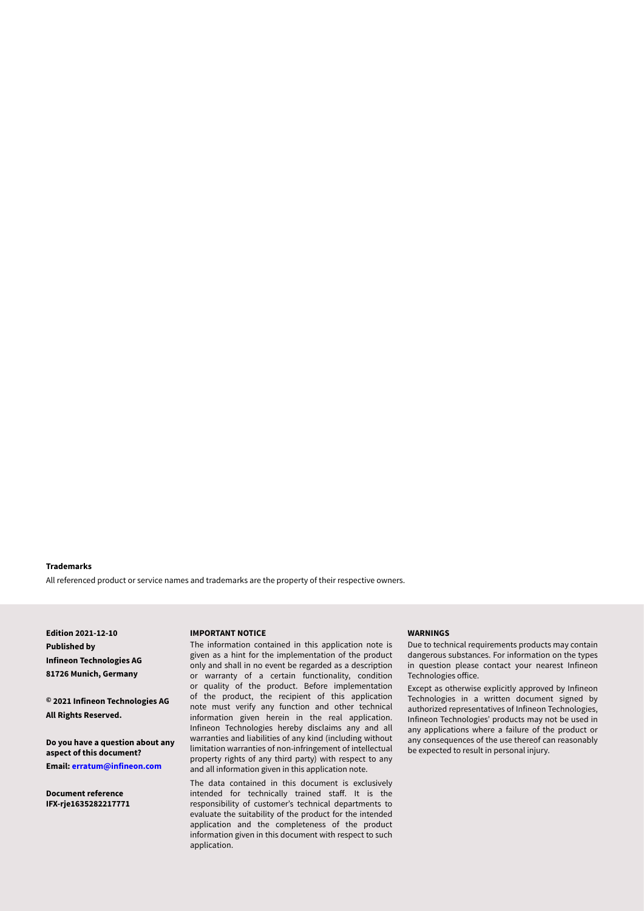**Trademarks**

All referenced product or service names and trademarks are the property of their respective owners.

**Edition 2021-12-10**
**Published by**
**Infineon Technologies AG**
**81726 Munich, Germany**

**© 2021 Infineon Technologies AG**
**All Rights Reserved.**

**Do you have a question about any aspect of this document?**
**Email: erratum@infineon.com**

**Document reference**
**IFX-rje1635282217771**

**IMPORTANT NOTICE**

The information contained in this application note is given as a hint for the implementation of the product only and shall in no event be regarded as a description or warranty of a certain functionality, condition or quality of the product. Before implementation of the product, the recipient of this application note must verify any function and other technical information given herein in the real application. Infineon Technologies hereby disclaims any and all warranties and liabilities of any kind (including without limitation warranties of non-infringement of intellectual property rights of any third party) with respect to any and all information given in this application note.

The data contained in this document is exclusively intended for technically trained staff. It is the responsibility of customer's technical departments to evaluate the suitability of the product for the intended application and the completeness of the product information given in this document with respect to such application.

**WARNINGS**

Due to technical requirements products may contain dangerous substances. For information on the types in question please contact your nearest Infineon Technologies office.

Except as otherwise explicitly approved by Infineon Technologies in a written document signed by authorized representatives of Infineon Technologies, Infineon Technologies' products may not be used in any applications where a failure of the product or any consequences of the use thereof can reasonably be expected to result in personal injury.